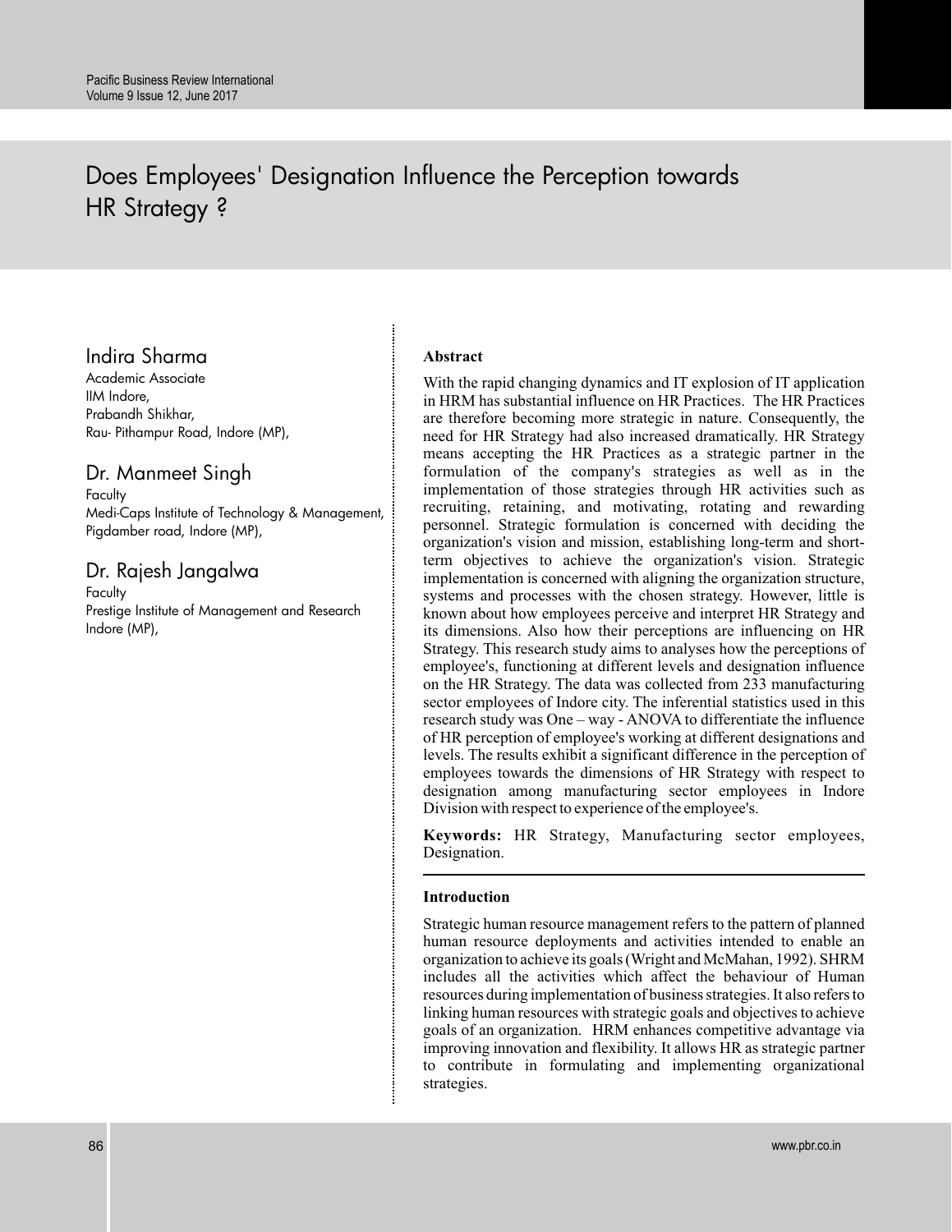# Does Employees' Designation Influence the Perception towards HR Strategy ?

## Indira Sharma

Academic Associate
IIM Indore,
Prabandh Shikhar,
Rau- Pithampur Road, Indore (MP),

## Dr. Manmeet Singh

Faculty
Medi-Caps Institute of Technology & Management,
Pigdamber road, Indore (MP),

## Dr. Rajesh Jangalwa

Faculty
Prestige Institute of Management and Research
Indore (MP),

### Abstract

With the rapid changing dynamics and IT explosion of IT application in HRM has substantial influence on HR Practices. The HR Practices are therefore becoming more strategic in nature. Consequently, the need for HR Strategy had also increased dramatically. HR Strategy means accepting the HR Practices as a strategic partner in the formulation of the company's strategies as well as in the implementation of those strategies through HR activities such as recruiting, retaining, and motivating, rotating and rewarding personnel. Strategic formulation is concerned with deciding the organization's vision and mission, establishing long-term and short-term objectives to achieve the organization's vision. Strategic implementation is concerned with aligning the organization structure, systems and processes with the chosen strategy. However, little is known about how employees perceive and interpret HR Strategy and its dimensions. Also how their perceptions are influencing on HR Strategy. This research study aims to analyses how the perceptions of employee's, functioning at different levels and designation influence on the HR Strategy. The data was collected from 233 manufacturing sector employees of Indore city. The inferential statistics used in this research study was One – way - ANOVA to differentiate the influence of HR perception of employee's working at different designations and levels. The results exhibit a significant difference in the perception of employees towards the dimensions of HR Strategy with respect to designation among manufacturing sector employees in Indore Division with respect to experience of the employee's.

**Keywords:** HR Strategy, Manufacturing sector employees, Designation.

### Introduction

Strategic human resource management refers to the pattern of planned human resource deployments and activities intended to enable an organization to achieve its goals (Wright and McMahan, 1992). SHRM includes all the activities which affect the behaviour of Human resources during implementation of business strategies. It also refers to linking human resources with strategic goals and objectives to achieve goals of an organization. HRM enhances competitive advantage via improving innovation and flexibility. It allows HR as strategic partner to contribute in formulating and implementing organizational strategies.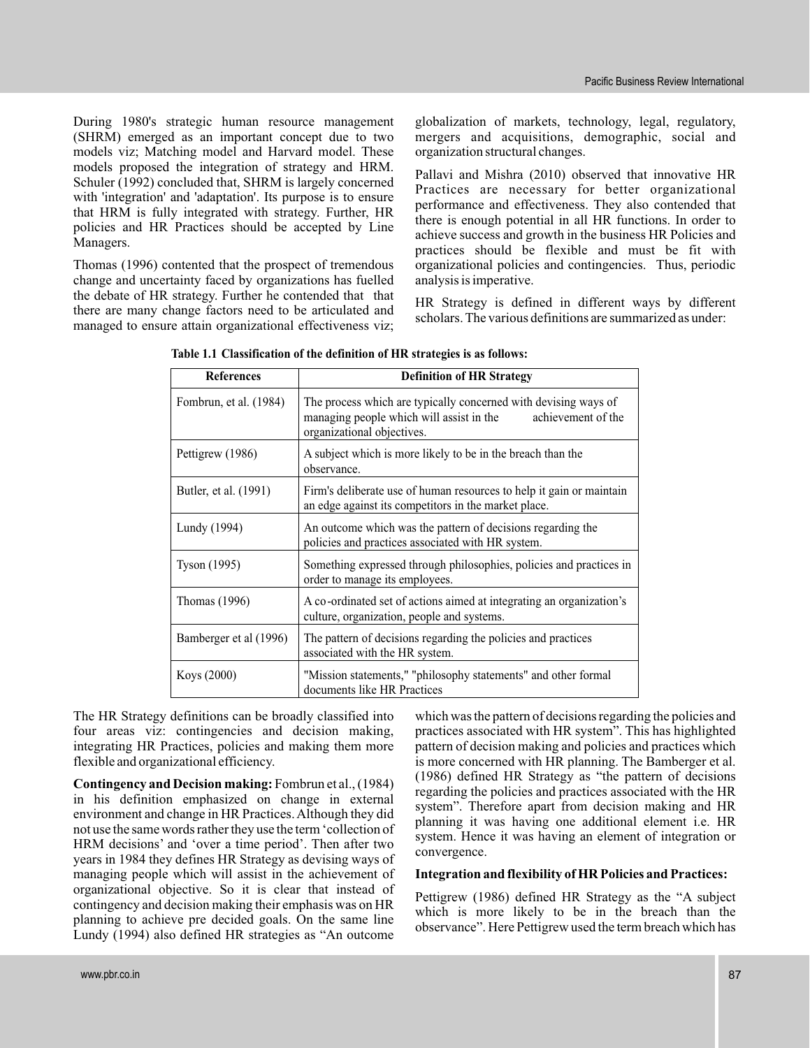During 1980's strategic human resource management (SHRM) emerged as an important concept due to two models viz; Matching model and Harvard model. These models proposed the integration of strategy and HRM. Schuler (1992) concluded that, SHRM is largely concerned with 'integration' and 'adaptation'. Its purpose is to ensure that HRM is fully integrated with strategy. Further, HR policies and HR Practices should be accepted by Line Managers.

Thomas (1996) contented that the prospect of tremendous change and uncertainty faced by organizations has fuelled the debate of HR strategy. Further he contended that that there are many change factors need to be articulated and managed to ensure attain organizational effectiveness viz; globalization of markets, technology, legal, regulatory, mergers and acquisitions, demographic, social and organization structural changes.

Pallavi and Mishra (2010) observed that innovative HR Practices are necessary for better organizational performance and effectiveness. They also contended that there is enough potential in all HR functions. In order to achieve success and growth in the business HR Policies and practices should be flexible and must be fit with organizational policies and contingencies. Thus, periodic analysis is imperative.

HR Strategy is defined in different ways by different scholars. The various definitions are summarized as under:

**Table 1.1 Classification of the definition of HR strategies is as follows:**

| References | Definition of HR Strategy |
| --- | --- |
| Fombrun, et al. (1984) | The process which are typically concerned with devising ways of managing people which will assist in the achievement of the organizational objectives. |
| Pettigrew (1986) | A subject which is more likely to be in the breach than the observance. |
| Butler, et al. (1991) | Firm's deliberate use of human resources to help it gain or maintain an edge against its competitors in the market place. |
| Lundy (1994) | An outcome which was the pattern of decisions regarding the policies and practices associated with HR system. |
| Tyson (1995) | Something expressed through philosophies, policies and practices in order to manage its employees. |
| Thomas (1996) | A co-ordinated set of actions aimed at integrating an organization's culture, organization, people and systems. |
| Bamberger et al (1996) | The pattern of decisions regarding the policies and practices associated with the HR system. |
| Koys (2000) | "Mission statements," "philosophy statements" and other formal documents like HR Practices |

The HR Strategy definitions can be broadly classified into four areas viz: contingencies and decision making, integrating HR Practices, policies and making them more flexible and organizational efficiency.

**Contingency and Decision making:** Fombrun et al., (1984) in his definition emphasized on change in external environment and change in HR Practices. Although they did not use the same words rather they use the term 'collection of HRM decisions' and 'over a time period'. Then after two years in 1984 they defines HR Strategy as devising ways of managing people which will assist in the achievement of organizational objective. So it is clear that instead of contingency and decision making their emphasis was on HR planning to achieve pre decided goals. On the same line Lundy (1994) also defined HR strategies as "An outcome which was the pattern of decisions regarding the policies and practices associated with HR system". This has highlighted pattern of decision making and policies and practices which is more concerned with HR planning. The Bamberger et al. (1986) defined HR Strategy as "the pattern of decisions regarding the policies and practices associated with the HR system". Therefore apart from decision making and HR planning it was having one additional element i.e. HR system. Hence it was having an element of integration or convergence.

**Integration and flexibility of HR Policies and Practices:**

Pettigrew (1986) defined HR Strategy as the "A subject which is more likely to be in the breach than the observance". Here Pettigrew used the term breach which has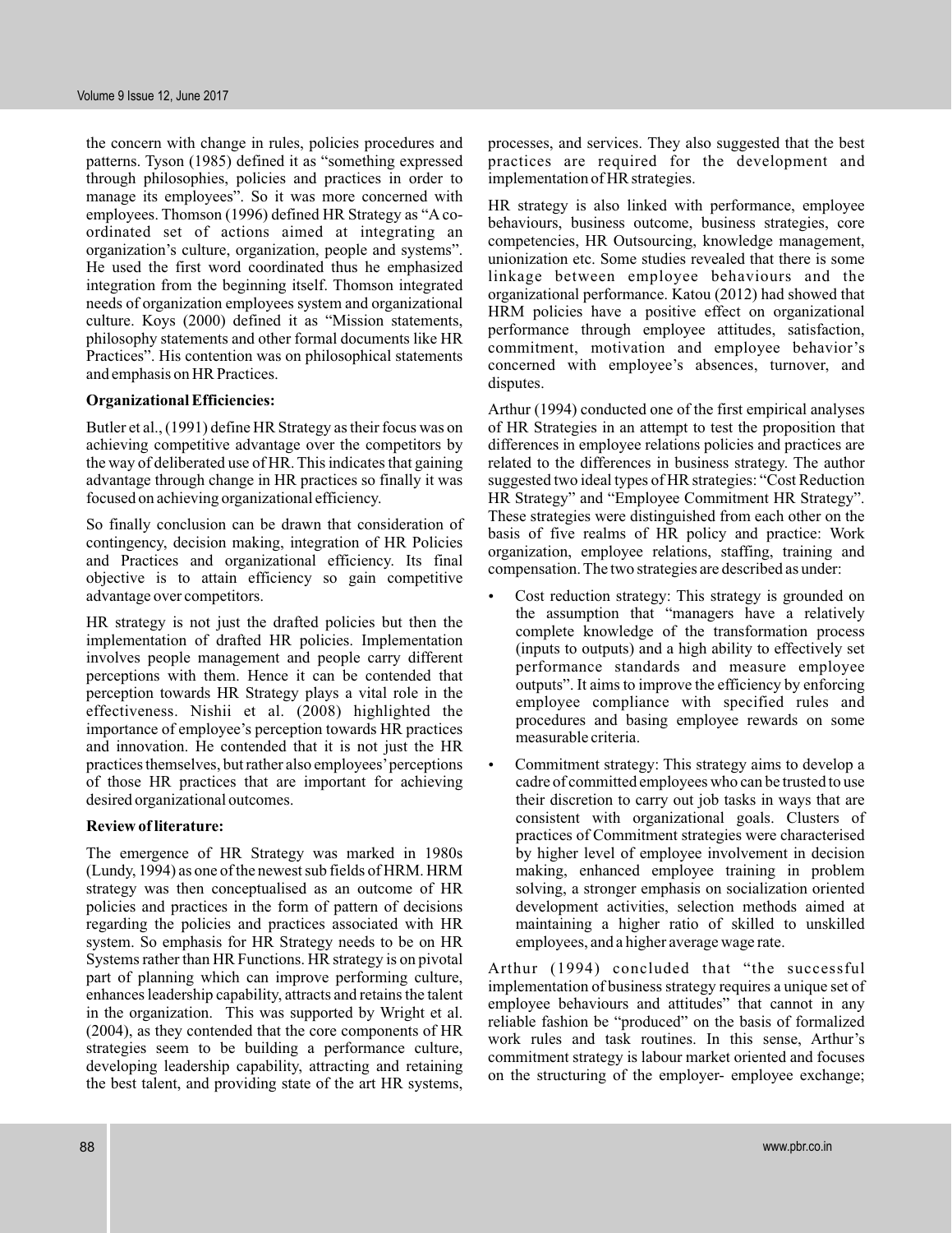the concern with change in rules, policies procedures and patterns. Tyson (1985) defined it as "something expressed through philosophies, policies and practices in order to manage its employees". So it was more concerned with employees. Thomson (1996) defined HR Strategy as "A co-ordinated set of actions aimed at integrating an organization's culture, organization, people and systems". He used the first word coordinated thus he emphasized integration from the beginning itself. Thomson integrated needs of organization employees system and organizational culture. Koys (2000) defined it as "Mission statements, philosophy statements and other formal documents like HR Practices". His contention was on philosophical statements and emphasis on HR Practices.

**Organizational Efficiencies:**

Butler et al., (1991) define HR Strategy as their focus was on achieving competitive advantage over the competitors by the way of deliberated use of HR. This indicates that gaining advantage through change in HR practices so finally it was focused on achieving organizational efficiency.

So finally conclusion can be drawn that consideration of contingency, decision making, integration of HR Policies and Practices and organizational efficiency. Its final objective is to attain efficiency so gain competitive advantage over competitors.

HR strategy is not just the drafted policies but then the implementation of drafted HR policies. Implementation involves people management and people carry different perceptions with them. Hence it can be contended that perception towards HR Strategy plays a vital role in the effectiveness. Nishii et al. (2008) highlighted the importance of employee's perception towards HR practices and innovation. He contended that it is not just the HR practices themselves, but rather also employees' perceptions of those HR practices that are important for achieving desired organizational outcomes.

**Review of literature:**

The emergence of HR Strategy was marked in 1980s (Lundy, 1994) as one of the newest sub fields of HRM. HRM strategy was then conceptualised as an outcome of HR policies and practices in the form of pattern of decisions regarding the policies and practices associated with HR system. So emphasis for HR Strategy needs to be on HR Systems rather than HR Functions. HR strategy is on pivotal part of planning which can improve performing culture, enhances leadership capability, attracts and retains the talent in the organization. This was supported by Wright et al. (2004), as they contended that the core components of HR strategies seem to be building a performance culture, developing leadership capability, attracting and retaining the best talent, and providing state of the art HR systems, processes, and services. They also suggested that the best practices are required for the development and implementation of HR strategies.

HR strategy is also linked with performance, employee behaviours, business outcome, business strategies, core competencies, HR Outsourcing, knowledge management, unionization etc. Some studies revealed that there is some linkage between employee behaviours and the organizational performance. Katou (2012) had showed that HRM policies have a positive effect on organizational performance through employee attitudes, satisfaction, commitment, motivation and employee behavior's concerned with employee's absences, turnover, and disputes.

Arthur (1994) conducted one of the first empirical analyses of HR Strategies in an attempt to test the proposition that differences in employee relations policies and practices are related to the differences in business strategy. The author suggested two ideal types of HR strategies: "Cost Reduction HR Strategy" and "Employee Commitment HR Strategy". These strategies were distinguished from each other on the basis of five realms of HR policy and practice: Work organization, employee relations, staffing, training and compensation. The two strategies are described as under:

- Cost reduction strategy: This strategy is grounded on the assumption that "managers have a relatively complete knowledge of the transformation process (inputs to outputs) and a high ability to effectively set performance standards and measure employee outputs". It aims to improve the efficiency by enforcing employee compliance with specified rules and procedures and basing employee rewards on some measurable criteria.
- Commitment strategy: This strategy aims to develop a cadre of committed employees who can be trusted to use their discretion to carry out job tasks in ways that are consistent with organizational goals. Clusters of practices of Commitment strategies were characterised by higher level of employee involvement in decision making, enhanced employee training in problem solving, a stronger emphasis on socialization oriented development activities, selection methods aimed at maintaining a higher ratio of skilled to unskilled employees, and a higher average wage rate.

Arthur (1994) concluded that "the successful implementation of business strategy requires a unique set of employee behaviours and attitudes" that cannot in any reliable fashion be "produced" on the basis of formalized work rules and task routines. In this sense, Arthur's commitment strategy is labour market oriented and focuses on the structuring of the employer- employee exchange;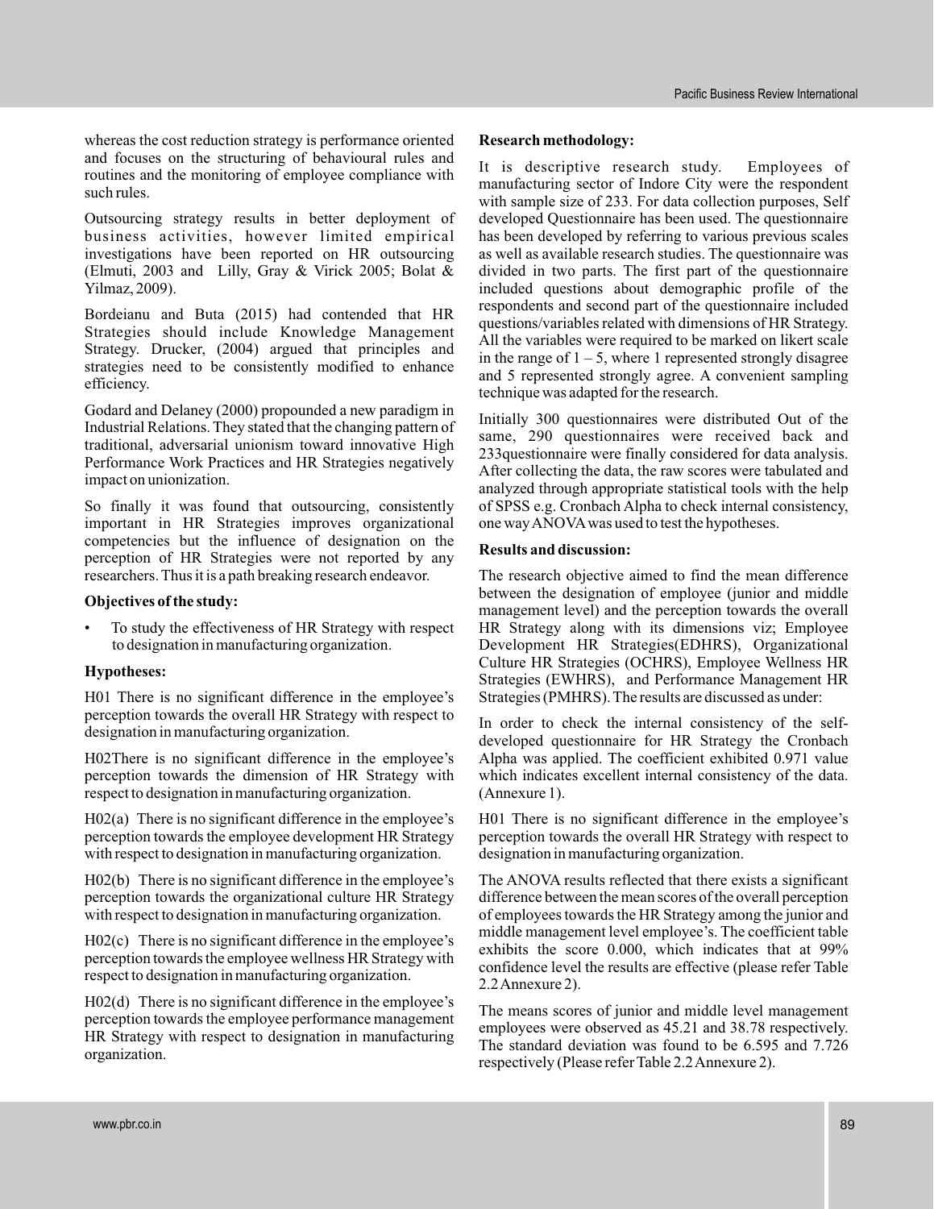whereas the cost reduction strategy is performance oriented and focuses on the structuring of behavioural rules and routines and the monitoring of employee compliance with such rules.

Outsourcing strategy results in better deployment of business activities, however limited empirical investigations have been reported on HR outsourcing (Elmuti, 2003 and Lilly, Gray & Virick 2005; Bolat & Yilmaz, 2009).

Bordeianu and Buta (2015) had contended that HR Strategies should include Knowledge Management Strategy. Drucker, (2004) argued that principles and strategies need to be consistently modified to enhance efficiency.

Godard and Delaney (2000) propounded a new paradigm in Industrial Relations. They stated that the changing pattern of traditional, adversarial unionism toward innovative High Performance Work Practices and HR Strategies negatively impact on unionization.

So finally it was found that outsourcing, consistently important in HR Strategies improves organizational competencies but the influence of designation on the perception of HR Strategies were not reported by any researchers. Thus it is a path breaking research endeavor.

**Objectives of the study:**

- To study the effectiveness of HR Strategy with respect to designation in manufacturing organization.

**Hypotheses:**

H01 There is no significant difference in the employee's perception towards the overall HR Strategy with respect to designation in manufacturing organization.

H02There is no significant difference in the employee's perception towards the dimension of HR Strategy with respect to designation in manufacturing organization.

H02(a) There is no significant difference in the employee's perception towards the employee development HR Strategy with respect to designation in manufacturing organization.

H02(b) There is no significant difference in the employee's perception towards the organizational culture HR Strategy with respect to designation in manufacturing organization.

H02(c) There is no significant difference in the employee's perception towards the employee wellness HR Strategy with respect to designation in manufacturing organization.

H02(d) There is no significant difference in the employee's perception towards the employee performance management HR Strategy with respect to designation in manufacturing organization.

**Research methodology:**

It is descriptive research study. Employees of manufacturing sector of Indore City were the respondent with sample size of 233. For data collection purposes, Self developed Questionnaire has been used. The questionnaire has been developed by referring to various previous scales as well as available research studies. The questionnaire was divided in two parts. The first part of the questionnaire included questions about demographic profile of the respondents and second part of the questionnaire included questions/variables related with dimensions of HR Strategy. All the variables were required to be marked on likert scale in the range of 1 – 5, where 1 represented strongly disagree and 5 represented strongly agree. A convenient sampling technique was adapted for the research.

Initially 300 questionnaires were distributed Out of the same, 290 questionnaires were received back and 233questionnaire were finally considered for data analysis. After collecting the data, the raw scores were tabulated and analyzed through appropriate statistical tools with the help of SPSS e.g. Cronbach Alpha to check internal consistency, one way ANOVA was used to test the hypotheses.

**Results and discussion:**

The research objective aimed to find the mean difference between the designation of employee (junior and middle management level) and the perception towards the overall HR Strategy along with its dimensions viz; Employee Development HR Strategies(EDHRS), Organizational Culture HR Strategies (OCHRS), Employee Wellness HR Strategies (EWHRS), and Performance Management HR Strategies (PMHRS). The results are discussed as under:

In order to check the internal consistency of the self-developed questionnaire for HR Strategy the Cronbach Alpha was applied. The coefficient exhibited 0.971 value which indicates excellent internal consistency of the data. (Annexure 1).

H01 There is no significant difference in the employee's perception towards the overall HR Strategy with respect to designation in manufacturing organization.

The ANOVA results reflected that there exists a significant difference between the mean scores of the overall perception of employees towards the HR Strategy among the junior and middle management level employee's. The coefficient table exhibits the score 0.000, which indicates that at 99% confidence level the results are effective (please refer Table 2.2 Annexure 2).

The means scores of junior and middle level management employees were observed as 45.21 and 38.78 respectively. The standard deviation was found to be 6.595 and 7.726 respectively (Please refer Table 2.2 Annexure 2).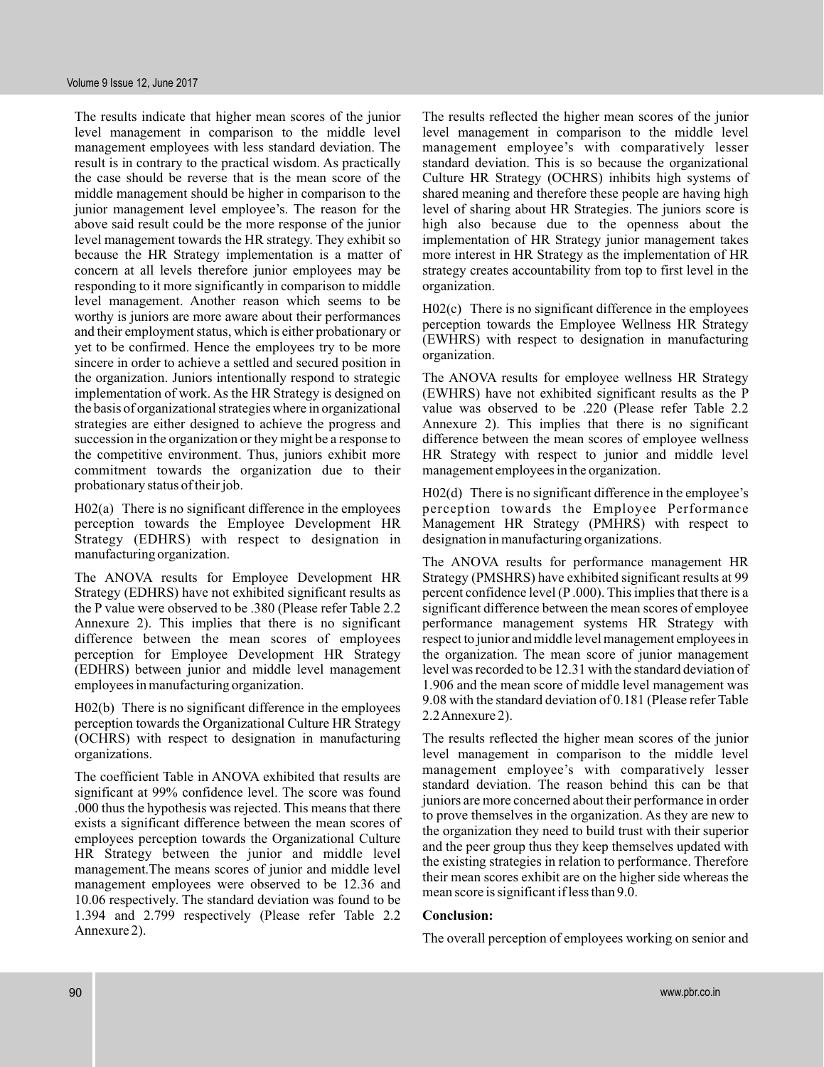The results indicate that higher mean scores of the junior level management in comparison to the middle level management employees with less standard deviation. The result is in contrary to the practical wisdom. As practically the case should be reverse that is the mean score of the middle management should be higher in comparison to the junior management level employee's. The reason for the above said result could be the more response of the junior level management towards the HR strategy. They exhibit so because the HR Strategy implementation is a matter of concern at all levels therefore junior employees may be responding to it more significantly in comparison to middle level management. Another reason which seems to be worthy is juniors are more aware about their performances and their employment status, which is either probationary or yet to be confirmed. Hence the employees try to be more sincere in order to achieve a settled and secured position in the organization. Juniors intentionally respond to strategic implementation of work. As the HR Strategy is designed on the basis of organizational strategies where in organizational strategies are either designed to achieve the progress and succession in the organization or they might be a response to the competitive environment. Thus, juniors exhibit more commitment towards the organization due to their probationary status of their job.

H02(a) There is no significant difference in the employees perception towards the Employee Development HR Strategy (EDHRS) with respect to designation in manufacturing organization.

The ANOVA results for Employee Development HR Strategy (EDHRS) have not exhibited significant results as the P value were observed to be .380 (Please refer Table 2.2 Annexure 2). This implies that there is no significant difference between the mean scores of employees perception for Employee Development HR Strategy (EDHRS) between junior and middle level management employees in manufacturing organization.

H02(b) There is no significant difference in the employees perception towards the Organizational Culture HR Strategy (OCHRS) with respect to designation in manufacturing organizations.

The coefficient Table in ANOVA exhibited that results are significant at 99% confidence level. The score was found .000 thus the hypothesis was rejected. This means that there exists a significant difference between the mean scores of employees perception towards the Organizational Culture HR Strategy between the junior and middle level management.The means scores of junior and middle level management employees were observed to be 12.36 and 10.06 respectively. The standard deviation was found to be 1.394 and 2.799 respectively (Please refer Table 2.2 Annexure 2).

The results reflected the higher mean scores of the junior level management in comparison to the middle level management employee's with comparatively lesser standard deviation. This is so because the organizational Culture HR Strategy (OCHRS) inhibits high systems of shared meaning and therefore these people are having high level of sharing about HR Strategies. The juniors score is high also because due to the openness about the implementation of HR Strategy junior management takes more interest in HR Strategy as the implementation of HR strategy creates accountability from top to first level in the organization.

H02(c) There is no significant difference in the employees perception towards the Employee Wellness HR Strategy (EWHRS) with respect to designation in manufacturing organization.

The ANOVA results for employee wellness HR Strategy (EWHRS) have not exhibited significant results as the P value was observed to be .220 (Please refer Table 2.2 Annexure 2). This implies that there is no significant difference between the mean scores of employee wellness HR Strategy with respect to junior and middle level management employees in the organization.

H02(d) There is no significant difference in the employee's perception towards the Employee Performance Management HR Strategy (PMHRS) with respect to designation in manufacturing organizations.

The ANOVA results for performance management HR Strategy (PMSHRS) have exhibited significant results at 99 percent confidence level (P .000). This implies that there is a significant difference between the mean scores of employee performance management systems HR Strategy with respect to junior and middle level management employees in the organization. The mean score of junior management level was recorded to be 12.31 with the standard deviation of 1.906 and the mean score of middle level management was 9.08 with the standard deviation of 0.181 (Please refer Table 2.2 Annexure 2).

The results reflected the higher mean scores of the junior level management in comparison to the middle level management employee's with comparatively lesser standard deviation. The reason behind this can be that juniors are more concerned about their performance in order to prove themselves in the organization. As they are new to the organization they need to build trust with their superior and the peer group thus they keep themselves updated with the existing strategies in relation to performance. Therefore their mean scores exhibit are on the higher side whereas the mean score is significant if less than 9.0.

**Conclusion:**

The overall perception of employees working on senior and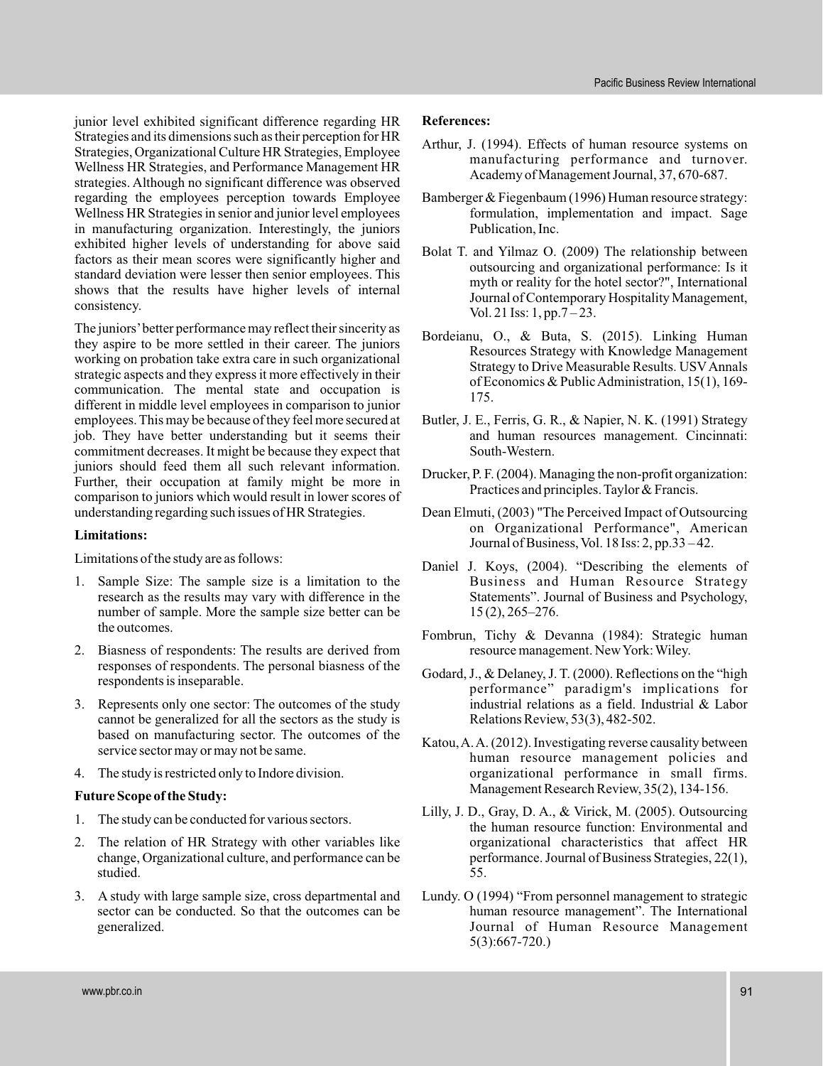junior level exhibited significant difference regarding HR Strategies and its dimensions such as their perception for HR Strategies, Organizational Culture HR Strategies, Employee Wellness HR Strategies, and Performance Management HR strategies. Although no significant difference was observed regarding the employees perception towards Employee Wellness HR Strategies in senior and junior level employees in manufacturing organization. Interestingly, the juniors exhibited higher levels of understanding for above said factors as their mean scores were significantly higher and standard deviation were lesser then senior employees. This shows that the results have higher levels of internal consistency.

The juniors' better performance may reflect their sincerity as they aspire to be more settled in their career. The juniors working on probation take extra care in such organizational strategic aspects and they express it more effectively in their communication. The mental state and occupation is different in middle level employees in comparison to junior employees. This may be because of they feel more secured at job. They have better understanding but it seems their commitment decreases. It might be because they expect that juniors should feed them all such relevant information. Further, their occupation at family might be more in comparison to juniors which would result in lower scores of understanding regarding such issues of HR Strategies.

**Limitations:**

Limitations of the study are as follows:

1. Sample Size: The sample size is a limitation to the research as the results may vary with difference in the number of sample. More the sample size better can be the outcomes.
2. Biasness of respondents: The results are derived from responses of respondents. The personal biasness of the respondents is inseparable.
3. Represents only one sector: The outcomes of the study cannot be generalized for all the sectors as the study is based on manufacturing sector. The outcomes of the service sector may or may not be same.
4. The study is restricted only to Indore division.

**Future Scope of the Study:**

1. The study can be conducted for various sectors.
2. The relation of HR Strategy with other variables like change, Organizational culture, and performance can be studied.
3. A study with large sample size, cross departmental and sector can be conducted. So that the outcomes can be generalized.

**References:**

Arthur, J. (1994). Effects of human resource systems on manufacturing performance and turnover. Academy of Management Journal, 37, 670-687.

Bamberger & Fiegenbaum (1996) Human resource strategy: formulation, implementation and impact. Sage Publication, Inc.

Bolat T. and Yilmaz O. (2009) The relationship between outsourcing and organizational performance: Is it myth or reality for the hotel sector?", International Journal of Contemporary Hospitality Management, Vol. 21 Iss: 1, pp.7 – 23.

Bordeianu, O., & Buta, S. (2015). Linking Human Resources Strategy with Knowledge Management Strategy to Drive Measurable Results. USV Annals of Economics & Public Administration, 15(1), 169-175.

Butler, J. E., Ferris, G. R., & Napier, N. K. (1991) Strategy and human resources management. Cincinnati: South-Western.

Drucker, P. F. (2004). Managing the non-profit organization: Practices and principles. Taylor & Francis.

Dean Elmuti, (2003) "The Perceived Impact of Outsourcing on Organizational Performance", American Journal of Business, Vol. 18 Iss: 2, pp.33 – 42.

Daniel J. Koys, (2004). "Describing the elements of Business and Human Resource Strategy Statements". Journal of Business and Psychology, 15 (2), 265–276.

Fombrun, Tichy & Devanna (1984): Strategic human resource management. New York: Wiley.

Godard, J., & Delaney, J. T. (2000). Reflections on the "high performance" paradigm's implications for industrial relations as a field. Industrial & Labor Relations Review, 53(3), 482-502.

Katou, A. A. (2012). Investigating reverse causality between human resource management policies and organizational performance in small firms. Management Research Review, 35(2), 134-156.

Lilly, J. D., Gray, D. A., & Virick, M. (2005). Outsourcing the human resource function: Environmental and organizational characteristics that affect HR performance. Journal of Business Strategies, 22(1), 55.

Lundy. O (1994) "From personnel management to strategic human resource management". The International Journal of Human Resource Management 5(3):667-720.)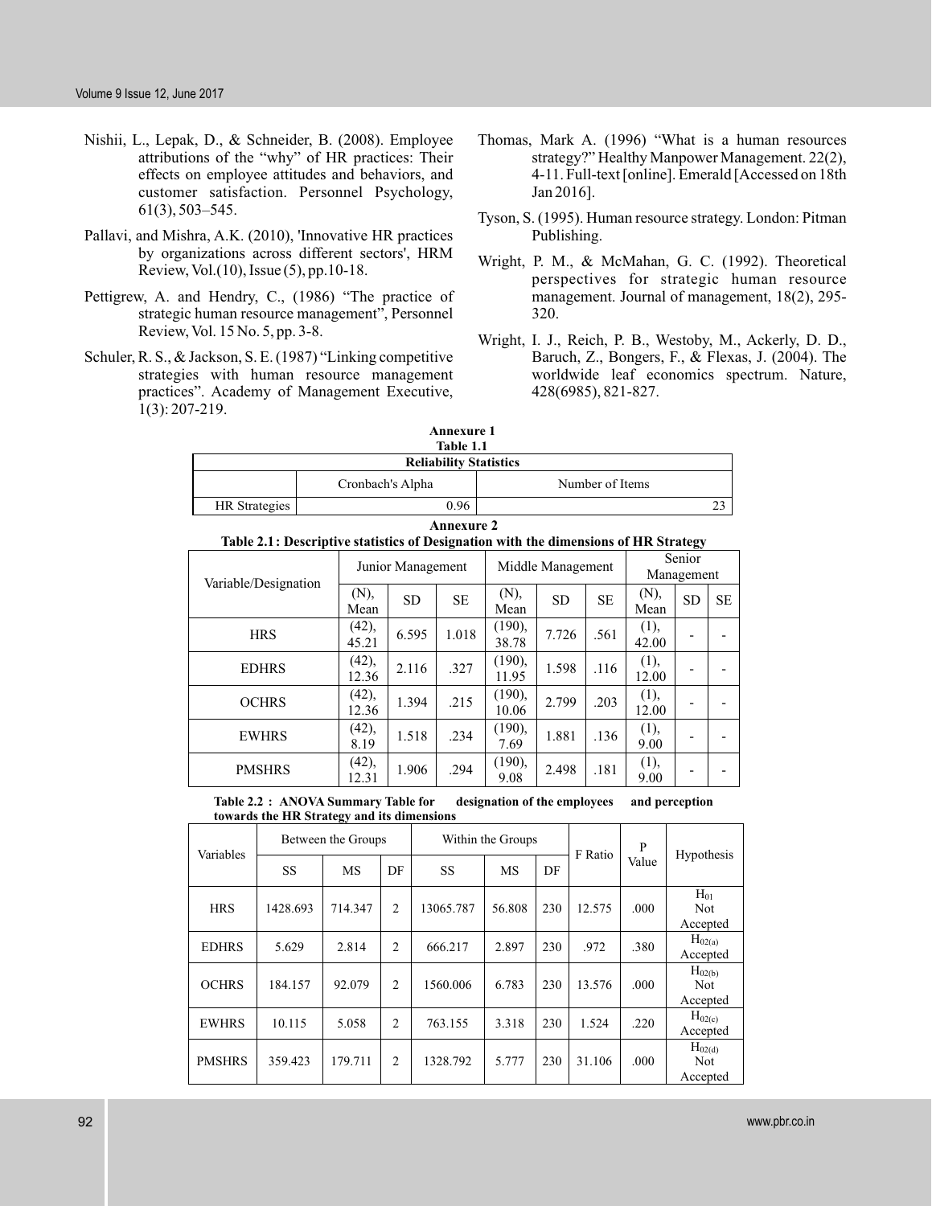Nishii, L., Lepak, D., & Schneider, B. (2008). Employee attributions of the "why" of HR practices: Their effects on employee attitudes and behaviors, and customer satisfaction. Personnel Psychology, 61(3), 503–545.

Pallavi, and Mishra, A.K. (2010), 'Innovative HR practices by organizations across different sectors', HRM Review, Vol.(10), Issue (5), pp.10-18.

Pettigrew, A. and Hendry, C., (1986) "The practice of strategic human resource management", Personnel Review, Vol. 15 No. 5, pp. 3-8.

Schuler, R. S., & Jackson, S. E. (1987) "Linking competitive strategies with human resource management practices". Academy of Management Executive, 1(3): 207-219.

Thomas, Mark A. (1996) "What is a human resources strategy?" Healthy Manpower Management. 22(2), 4-11. Full-text [online]. Emerald [Accessed on 18th Jan 2016].

Tyson, S. (1995). Human resource strategy. London: Pitman Publishing.

Wright, P. M., & McMahan, G. C. (1992). Theoretical perspectives for strategic human resource management. Journal of management, 18(2), 295-320.

Wright, I. J., Reich, P. B., Westoby, M., Ackerly, D. D., Baruch, Z., Bongers, F., & Flexas, J. (2004). The worldwide leaf economics spectrum. Nature, 428(6985), 821-827.

**Annexure 1**

**Table 1.1**

**Reliability Statistics**

| | Cronbach's Alpha | Number of Items |
|---|---|---|
| HR Strategies | 0.96 | 23 |

**Annexure 2**

**Table 2.1 : Descriptive statistics of Designation with the dimensions of HR Strategy**

| Variable/Designation | Junior Management | | | Middle Management | | | Senior Management | | |
|---|---|---|---|---|---|---|---|---|---|
| | (N), Mean | SD | SE | (N), Mean | SD | SE | (N), Mean | SD | SE |
| HRS | (42), 45.21 | 6.595 | 1.018 | (190), 38.78 | 7.726 | .561 | (1), 42.00 | - | - |
| EDHRS | (42), 12.36 | 2.116 | .327 | (190), 11.95 | 1.598 | .116 | (1), 12.00 | - | - |
| OCHRS | (42), 12.36 | 1.394 | .215 | (190), 10.06 | 2.799 | .203 | (1), 12.00 | - | - |
| EWHRS | (42), 8.19 | 1.518 | .234 | (190), 7.69 | 1.881 | .136 | (1), 9.00 | - | - |
| PMSHRS | (42), 12.31 | 1.906 | .294 | (190), 9.08 | 2.498 | .181 | (1), 9.00 | - | - |

**Table 2.2 : ANOVA Summary Table for designation of the employees and perception towards the HR Strategy and its dimensions**

| Variables | Between the Groups | | | Within the Groups | | | F Ratio | P Value | Hypothesis |
|---|---|---|---|---|---|---|---|---|---|
| | SS | MS | DF | SS | MS | DF | | | |
| HRS | 1428.693 | 714.347 | 2 | 13065.787 | 56.808 | 230 | 12.575 | .000 | $H_{01}$ Not Accepted |
| EDHRS | 5.629 | 2.814 | 2 | 666.217 | 2.897 | 230 | .972 | .380 | $H_{02(a)}$ Accepted |
| OCHRS | 184.157 | 92.079 | 2 | 1560.006 | 6.783 | 230 | 13.576 | .000 | $H_{02(b)}$ Not Accepted |
| EWHRS | 10.115 | 5.058 | 2 | 763.155 | 3.318 | 230 | 1.524 | .220 | $H_{02(c)}$ Accepted |
| PMSHRS | 359.423 | 179.711 | 2 | 1328.792 | 5.777 | 230 | 31.106 | .000 | $H_{02(d)}$ Not Accepted |